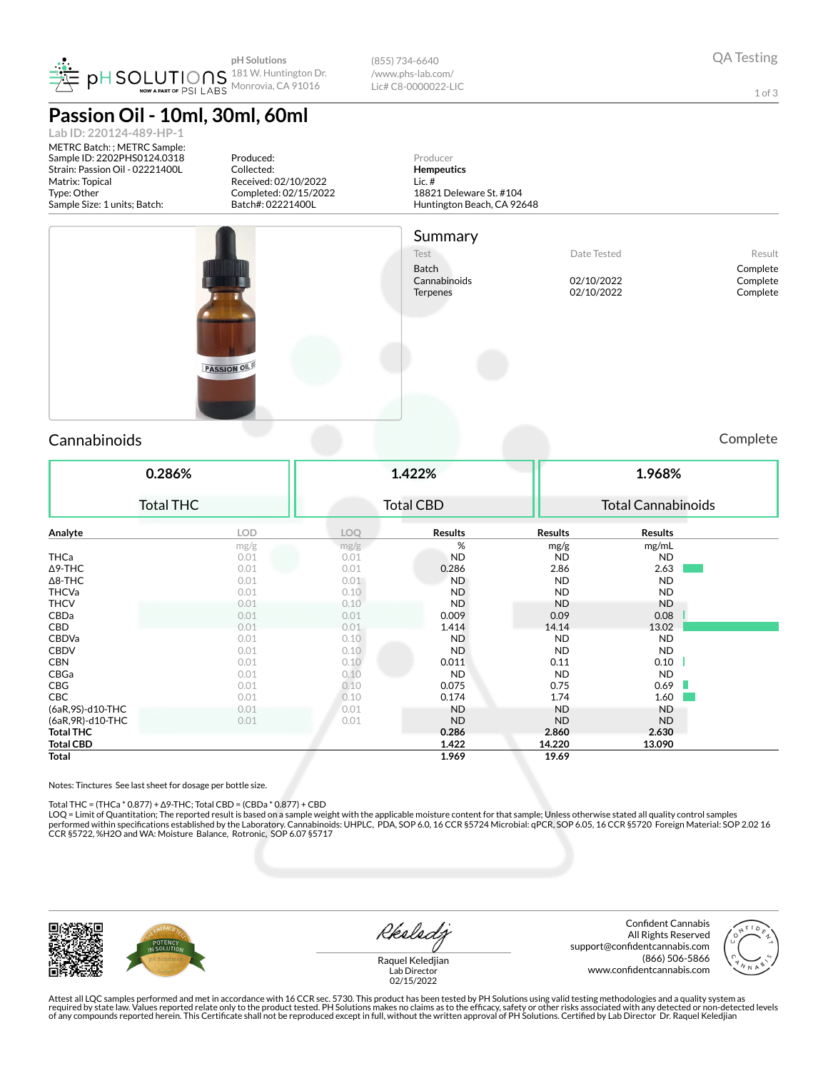pH Solutions
181 W. Huntington Dr.
Monrovia, CA 91016

(855) 734-6640
/www.phs-lab.com/
Lic# C8-0000022-LIC

QA Testing

# Passion Oil - 10ml, 30ml, 60ml

Lab ID: 220124-489-HP-1

METRC Batch: ; METRC Sample:
Sample ID: 2202PHS0124.0318
Strain: Passion Oil - 02221400L
Matrix: Topical
Type: Other
Sample Size: 1 units; Batch:

Produced:
Collected:
Received: 02/10/2022
Completed: 02/15/2022
Batch#: 02221400L

Producer
**Hempeutics**
Lic. #
18821 Deleware St. #104
Huntington Beach, CA 92648

## Summary

| Test | Date Tested | Result |
|---|---|---|
| Batch | | Complete |
| Cannabinoids | 02/10/2022 | Complete |
| Terpenes | 02/10/2022 | Complete |

## Cannabinoids

Complete

| 0.286% | 1.422% | 1.968% |
|---|---|---|
| Total THC | Total CBD | Total Cannabinoids |

| Analyte | LOD | LOQ | Results | Results | Results |
|---|---|---|---|---|---|
| | mg/g | mg/g | % | mg/g | mg/mL |
| THCa | 0.01 | 0.01 | ND | ND | ND |
| Δ9-THC | 0.01 | 0.01 | 0.286 | 2.86 | 2.63 |
| Δ8-THC | 0.01 | 0.01 | ND | ND | ND |
| THCVa | 0.01 | 0.10 | ND | ND | ND |
| THCV | 0.01 | 0.10 | ND | ND | ND |
| CBDa | 0.01 | 0.01 | 0.009 | 0.09 | 0.08 |
| CBD | 0.01 | 0.01 | 1.414 | 14.14 | 13.02 |
| CBDVa | 0.01 | 0.10 | ND | ND | ND |
| CBDV | 0.01 | 0.10 | ND | ND | ND |
| CBN | 0.01 | 0.10 | 0.011 | 0.11 | 0.10 |
| CBGa | 0.01 | 0.10 | ND | ND | ND |
| CBG | 0.01 | 0.10 | 0.075 | 0.75 | 0.69 |
| CBC | 0.01 | 0.10 | 0.174 | 1.74 | 1.60 |
| (6aR,9S)-d10-THC | 0.01 | 0.01 | ND | ND | ND |
| (6aR,9R)-d10-THC | 0.01 | 0.01 | ND | ND | ND |
| **Total THC** | | | **0.286** | **2.860** | **2.630** |
| **Total CBD** | | | **1.422** | **14.220** | **13.090** |
| **Total** | | | **1.969** | **19.69** | |

Notes: Tinctures See last sheet for dosage per bottle size.

Total THC = (THCa * 0.877) + Δ9-THC; Total CBD = (CBDa * 0.877) + CBD
LOQ = Limit of Quantitation; The reported result is based on a sample weight with the applicable moisture content for that sample; Unless otherwise stated all quality control samples performed within specifications established by the Laboratory. Cannabinoids: UHPLC, PDA, SOP 6.0, 16 CCR §5724 Microbial: qPCR, SOP 6.05, 16 CCR §5720 Foreign Material: SOP 2.02 16 CCR §5722, %H2O and WA: Moisture Balance, Rotronic, SOP 6.07 §5717

Raquel Keledjian
Lab Director
02/15/2022

Confident Cannabis
All Rights Reserved
support@confidentcannabis.com
(866) 506-5866
www.confidentcannabis.com

Attest all LQC samples performed and met in accordance with 16 CCR sec. 5730. This product has been tested by PH Solutions using valid testing methodologies and a quality system as required by state law. Values reported relate only to the product tested. PH Solutions makes no claims as to the efficacy, safety or other risks associated with any detected or non-detected levels of any compounds reported herein. This Certificate shall not be reproduced except in full, without the written approval of PH Solutions. Certified by Lab Director Dr. Raquel Keledjian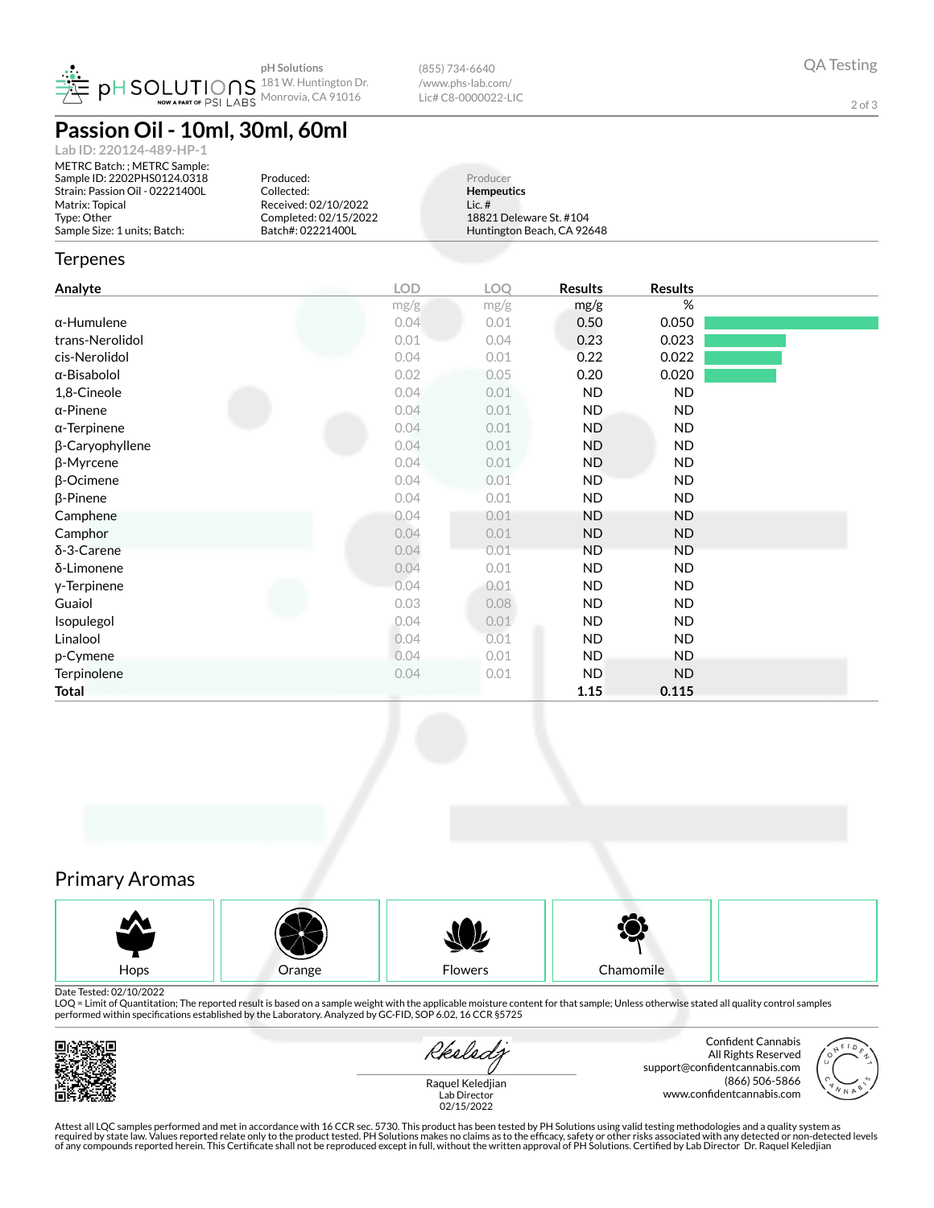pH SOLUTIONS — NOW A PART OF PSI LABS

pH Solutions
181 W. Huntington Dr.
Monrovia, CA 91016

(855) 734-6640
/www.phs-lab.com/
Lic# C8-0000022-LIC

QA Testing

# Passion Oil - 10ml, 30ml, 60ml

Lab ID: 220124-489-HP-1

METRC Batch: ; METRC Sample:
Sample ID: 2202PHS0124.0318
Strain: Passion Oil - 02221400L
Matrix: Topical
Type: Other
Sample Size: 1 units; Batch:

Produced:
Collected:
Received: 02/10/2022
Completed: 02/15/2022
Batch#: 02221400L

Producer
**Hempeutics**
Lic. #
18821 Deleware St. #104
Huntington Beach, CA 92648

## Terpenes

| Analyte | LOD | LOQ | Results | Results |
|---|---|---|---|---|
| | mg/g | mg/g | mg/g | % |
| α-Humulene | 0.04 | 0.01 | 0.50 | 0.050 |
| trans-Nerolidol | 0.01 | 0.04 | 0.23 | 0.023 |
| cis-Nerolidol | 0.04 | 0.01 | 0.22 | 0.022 |
| α-Bisabolol | 0.02 | 0.05 | 0.20 | 0.020 |
| 1,8-Cineole | 0.04 | 0.01 | ND | ND |
| α-Pinene | 0.04 | 0.01 | ND | ND |
| α-Terpinene | 0.04 | 0.01 | ND | ND |
| β-Caryophyllene | 0.04 | 0.01 | ND | ND |
| β-Myrcene | 0.04 | 0.01 | ND | ND |
| β-Ocimene | 0.04 | 0.01 | ND | ND |
| β-Pinene | 0.04 | 0.01 | ND | ND |
| Camphene | 0.04 | 0.01 | ND | ND |
| Camphor | 0.04 | 0.01 | ND | ND |
| δ-3-Carene | 0.04 | 0.01 | ND | ND |
| δ-Limonene | 0.04 | 0.01 | ND | ND |
| γ-Terpinene | 0.04 | 0.01 | ND | ND |
| Guaiol | 0.03 | 0.08 | ND | ND |
| Isopulegol | 0.04 | 0.01 | ND | ND |
| Linalool | 0.04 | 0.01 | ND | ND |
| p-Cymene | 0.04 | 0.01 | ND | ND |
| Terpinolene | 0.04 | 0.01 | ND | ND |
| **Total** | | | **1.15** | **0.115** |

## Primary Aromas

Hops | Orange | Flowers | Chamomile

Date Tested: 02/10/2022
LOQ = Limit of Quantitation; The reported result is based on a sample weight with the applicable moisture content for that sample; Unless otherwise stated all quality control samples performed within specifications established by the Laboratory. Analyzed by GC-FID, SOP 6.02, 16 CCR §5725

Raquel Keledjian
Lab Director
02/15/2022

Confident Cannabis
All Rights Reserved
support@confidentcannabis.com
(866) 506-5866
www.confidentcannabis.com

Attest all LQC samples performed and met in accordance with 16 CCR sec. 5730. This product has been tested by PH Solutions using valid testing methodologies and a quality system as required by state law. Values reported relate only to the product tested. PH Solutions makes no claims as to the efficacy, safety or other risks associated with any detected or non-detected levels of any compounds reported herein. This Certificate shall not be reproduced except in full, without the written approval of PH Solutions. Certified by Lab Director Dr. Raquel Keledjian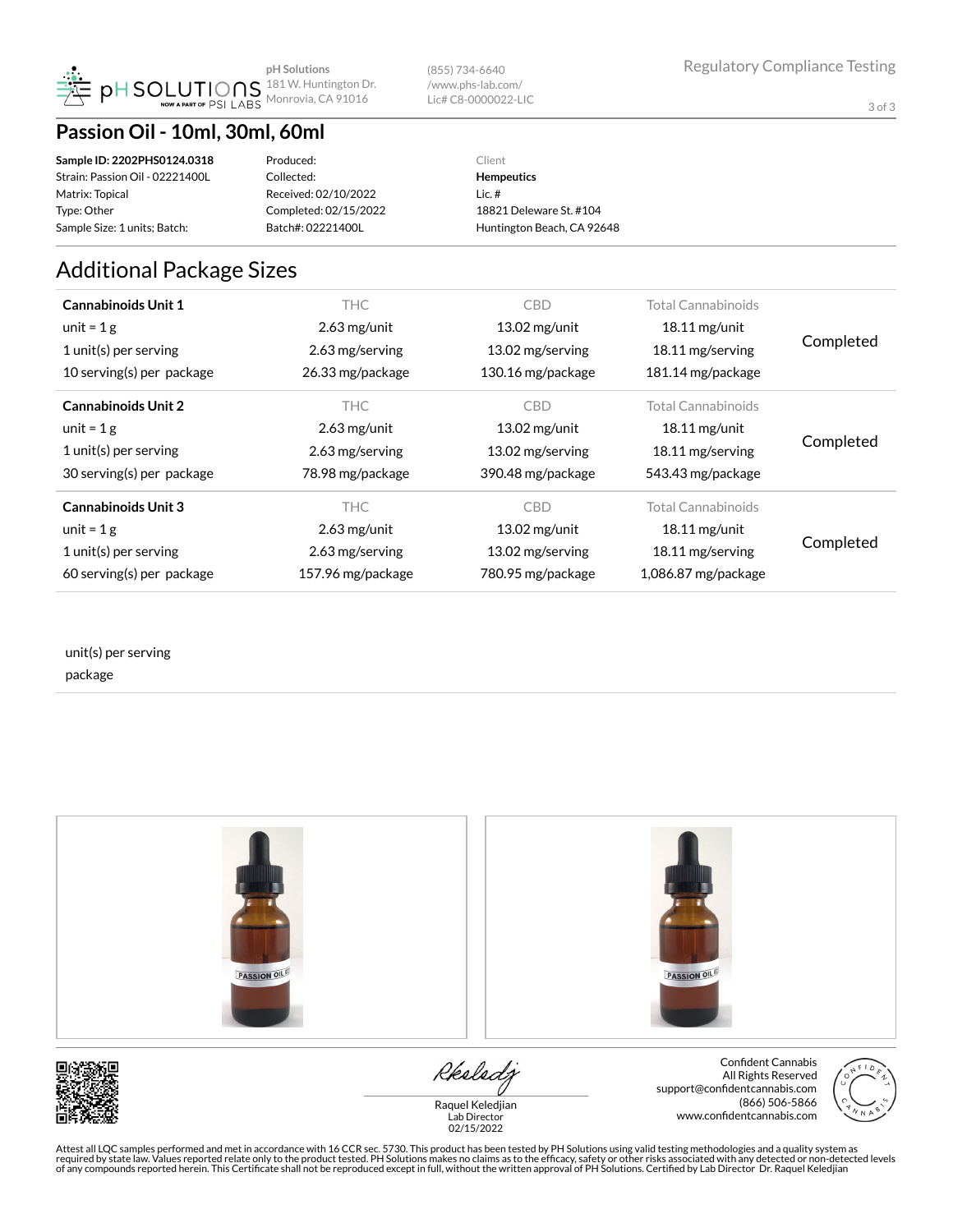pH Solutions
181 W. Huntington Dr.
Monrovia, CA 91016

(855) 734-6640
/www.phs-lab.com/
Lic# C8-0000022-LIC

Regulatory Compliance Testing

# Passion Oil - 10ml, 30ml, 60ml

**Sample ID: 2202PHS0124.0318**
Strain: Passion Oil - 02221400L
Matrix: Topical
Type: Other
Sample Size: 1 units; Batch:

Produced:
Collected:
Received: 02/10/2022
Completed: 02/15/2022
Batch#: 02221400L

Client
**Hempeutics**
Lic. #
18821 Deleware St. #104
Huntington Beach, CA 92648

## Additional Package Sizes

| **Cannabinoids Unit 1** | THC | CBD | Total Cannabinoids | |
|---|---|---|---|---|
| unit = 1 g | 2.63 mg/unit | 13.02 mg/unit | 18.11 mg/unit | Completed |
| 1 unit(s) per serving | 2.63 mg/serving | 13.02 mg/serving | 18.11 mg/serving | |
| 10 serving(s) per package | 26.33 mg/package | 130.16 mg/package | 181.14 mg/package | |

| **Cannabinoids Unit 2** | THC | CBD | Total Cannabinoids | |
|---|---|---|---|---|
| unit = 1 g | 2.63 mg/unit | 13.02 mg/unit | 18.11 mg/unit | Completed |
| 1 unit(s) per serving | 2.63 mg/serving | 13.02 mg/serving | 18.11 mg/serving | |
| 30 serving(s) per package | 78.98 mg/package | 390.48 mg/package | 543.43 mg/package | |

| **Cannabinoids Unit 3** | THC | CBD | Total Cannabinoids | |
|---|---|---|---|---|
| unit = 1 g | 2.63 mg/unit | 13.02 mg/unit | 18.11 mg/unit | Completed |
| 1 unit(s) per serving | 2.63 mg/serving | 13.02 mg/serving | 18.11 mg/serving | |
| 60 serving(s) per package | 157.96 mg/package | 780.95 mg/package | 1,086.87 mg/package | |

unit(s) per serving
package

Raquel Keledjian
Lab Director
02/15/2022

Confident Cannabis
All Rights Reserved
support@confidentcannabis.com
(866) 506-5866
www.confidentcannabis.com

Attest all LQC samples performed and met in accordance with 16 CCR sec. 5730. This product has been tested by PH Solutions using valid testing methodologies and a quality system as required by state law. Values reported relate only to the product tested. PH Solutions makes no claims as to the efficacy, safety or other risks associated with any detected or non-detected levels of any compounds reported herein. This Certificate shall not be reproduced except in full, without the written approval of PH Solutions. Certified by Lab Director Dr. Raquel Keledjian